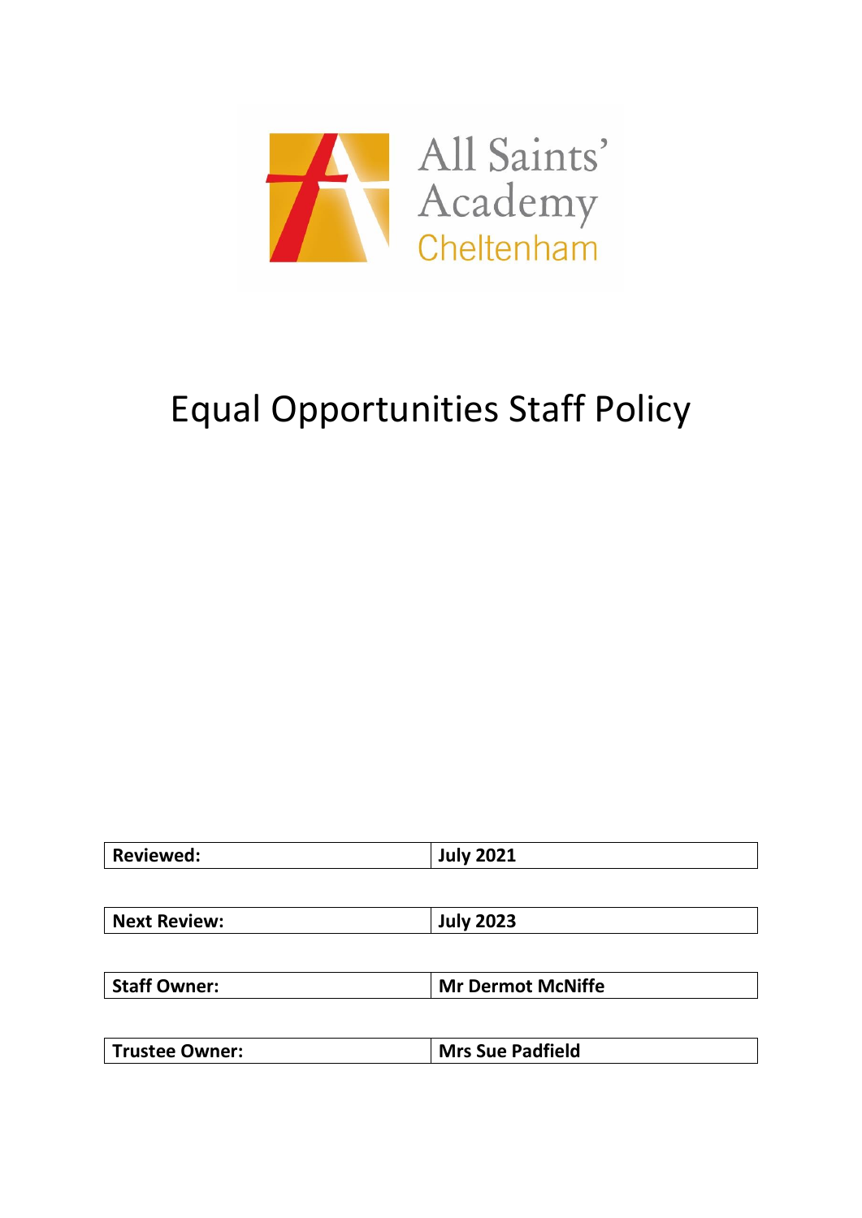All Saints' Academy Cheltenham

# Equal Opportunities Staff Policy

| **Reviewed:** | **July 2021** |
|---|---|
| **Next Review:** | **July 2023** |
| **Staff Owner:** | **Mr Dermot McNiffe** |
| **Trustee Owner:** | **Mrs Sue Padfield** |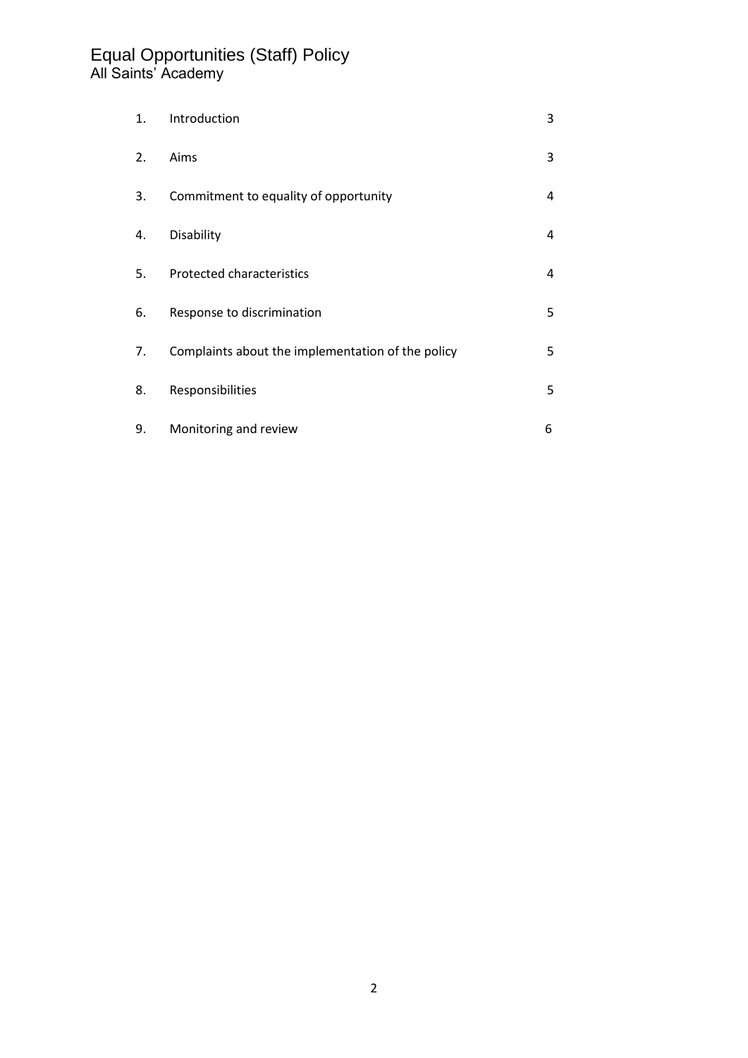# Equal Opportunities (Staff) Policy
## All Saints' Academy

| | | |
|---|---|---|
| 1. | Introduction | 3 |
| 2. | Aims | 3 |
| 3. | Commitment to equality of opportunity | 4 |
| 4. | Disability | 4 |
| 5. | Protected characteristics | 4 |
| 6. | Response to discrimination | 5 |
| 7. | Complaints about the implementation of the policy | 5 |
| 8. | Responsibilities | 5 |
| 9. | Monitoring and review | 6 |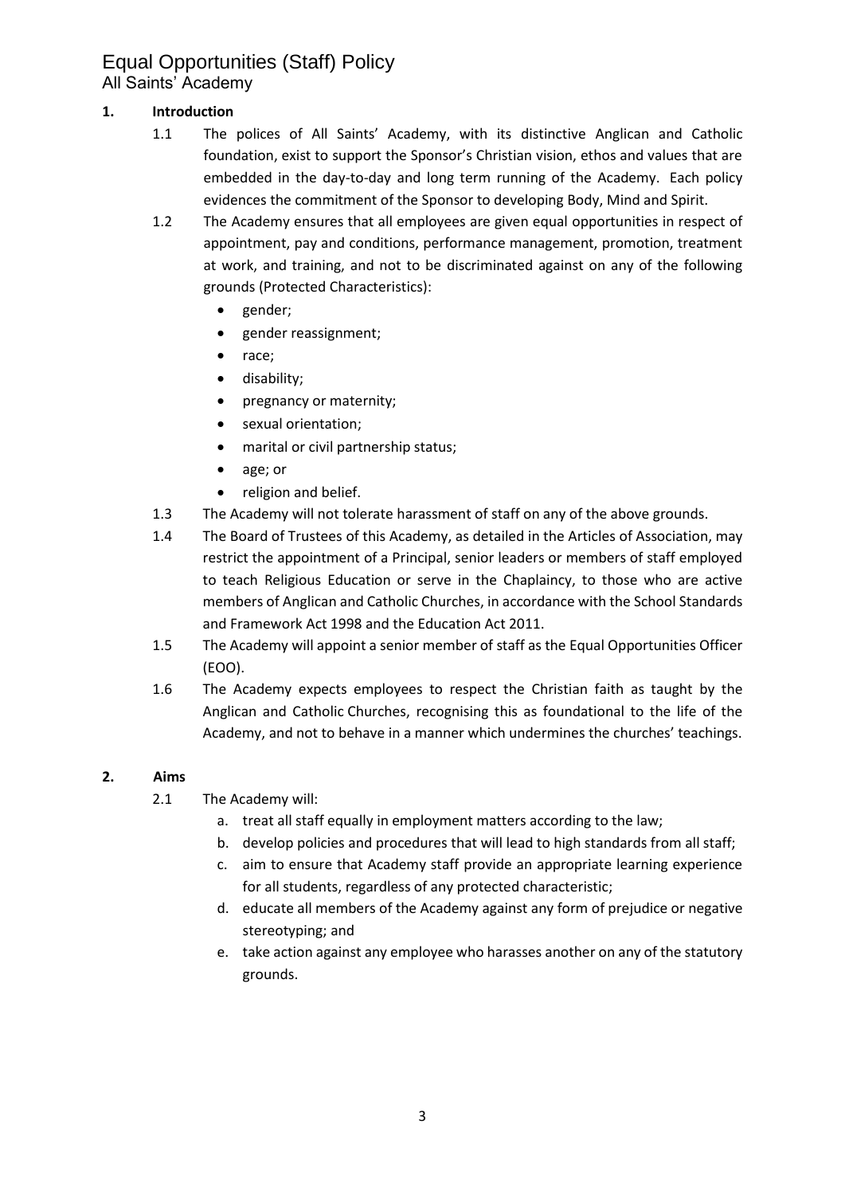# Equal Opportunities (Staff) Policy

All Saints' Academy

## 1. Introduction

1.1 The polices of All Saints' Academy, with its distinctive Anglican and Catholic foundation, exist to support the Sponsor's Christian vision, ethos and values that are embedded in the day-to-day and long term running of the Academy. Each policy evidences the commitment of the Sponsor to developing Body, Mind and Spirit.

1.2 The Academy ensures that all employees are given equal opportunities in respect of appointment, pay and conditions, performance management, promotion, treatment at work, and training, and not to be discriminated against on any of the following grounds (Protected Characteristics):

- gender;
- gender reassignment;
- race;
- disability;
- pregnancy or maternity;
- sexual orientation;
- marital or civil partnership status;
- age; or
- religion and belief.

1.3 The Academy will not tolerate harassment of staff on any of the above grounds.

1.4 The Board of Trustees of this Academy, as detailed in the Articles of Association, may restrict the appointment of a Principal, senior leaders or members of staff employed to teach Religious Education or serve in the Chaplaincy, to those who are active members of Anglican and Catholic Churches, in accordance with the School Standards and Framework Act 1998 and the Education Act 2011.

1.5 The Academy will appoint a senior member of staff as the Equal Opportunities Officer (EOO).

1.6 The Academy expects employees to respect the Christian faith as taught by the Anglican and Catholic Churches, recognising this as foundational to the life of the Academy, and not to behave in a manner which undermines the churches' teachings.

## 2. Aims

2.1 The Academy will:

a. treat all staff equally in employment matters according to the law;
b. develop policies and procedures that will lead to high standards from all staff;
c. aim to ensure that Academy staff provide an appropriate learning experience for all students, regardless of any protected characteristic;
d. educate all members of the Academy against any form of prejudice or negative stereotyping; and
e. take action against any employee who harasses another on any of the statutory grounds.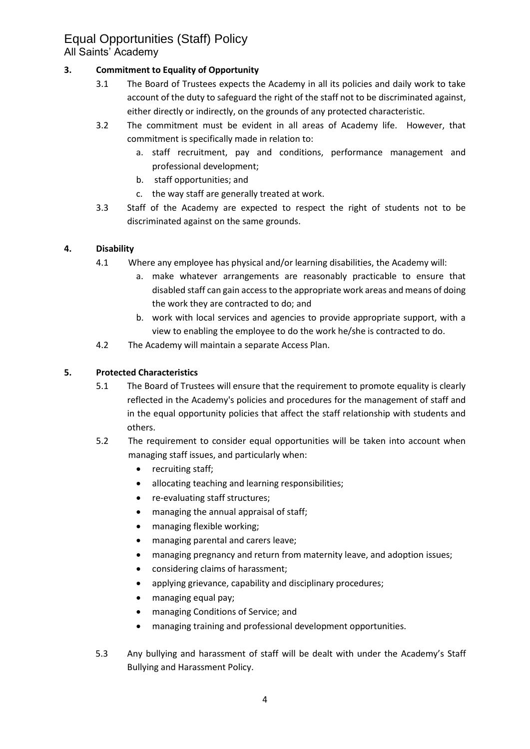## 3. Commitment to Equality of Opportunity

3.1 The Board of Trustees expects the Academy in all its policies and daily work to take account of the duty to safeguard the right of the staff not to be discriminated against, either directly or indirectly, on the grounds of any protected characteristic.

3.2 The commitment must be evident in all areas of Academy life. However, that commitment is specifically made in relation to:

a. staff recruitment, pay and conditions, performance management and professional development;
b. staff opportunities; and
c. the way staff are generally treated at work.

3.3 Staff of the Academy are expected to respect the right of students not to be discriminated against on the same grounds.

## 4. Disability

4.1 Where any employee has physical and/or learning disabilities, the Academy will:

a. make whatever arrangements are reasonably practicable to ensure that disabled staff can gain access to the appropriate work areas and means of doing the work they are contracted to do; and
b. work with local services and agencies to provide appropriate support, with a view to enabling the employee to do the work he/she is contracted to do.

4.2 The Academy will maintain a separate Access Plan.

## 5. Protected Characteristics

5.1 The Board of Trustees will ensure that the requirement to promote equality is clearly reflected in the Academy's policies and procedures for the management of staff and in the equal opportunity policies that affect the staff relationship with students and others.

5.2 The requirement to consider equal opportunities will be taken into account when managing staff issues, and particularly when:

- recruiting staff;
- allocating teaching and learning responsibilities;
- re-evaluating staff structures;
- managing the annual appraisal of staff;
- managing flexible working;
- managing parental and carers leave;
- managing pregnancy and return from maternity leave, and adoption issues;
- considering claims of harassment;
- applying grievance, capability and disciplinary procedures;
- managing equal pay;
- managing Conditions of Service; and
- managing training and professional development opportunities.

5.3 Any bullying and harassment of staff will be dealt with under the Academy's Staff Bullying and Harassment Policy.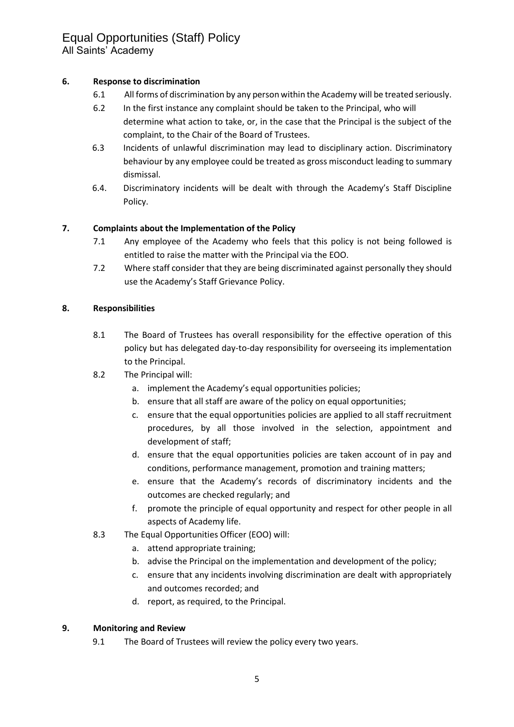## 6. Response to discrimination

6.1 All forms of discrimination by any person within the Academy will be treated seriously.

6.2 In the first instance any complaint should be taken to the Principal, who will determine what action to take, or, in the case that the Principal is the subject of the complaint, to the Chair of the Board of Trustees.

6.3 Incidents of unlawful discrimination may lead to disciplinary action. Discriminatory behaviour by any employee could be treated as gross misconduct leading to summary dismissal.

6.4. Discriminatory incidents will be dealt with through the Academy's Staff Discipline Policy.

## 7. Complaints about the Implementation of the Policy

7.1 Any employee of the Academy who feels that this policy is not being followed is entitled to raise the matter with the Principal via the EOO.

7.2 Where staff consider that they are being discriminated against personally they should use the Academy's Staff Grievance Policy.

## 8. Responsibilities

8.1 The Board of Trustees has overall responsibility for the effective operation of this policy but has delegated day-to-day responsibility for overseeing its implementation to the Principal.

8.2 The Principal will:

a. implement the Academy's equal opportunities policies;
b. ensure that all staff are aware of the policy on equal opportunities;
c. ensure that the equal opportunities policies are applied to all staff recruitment procedures, by all those involved in the selection, appointment and development of staff;
d. ensure that the equal opportunities policies are taken account of in pay and conditions, performance management, promotion and training matters;
e. ensure that the Academy's records of discriminatory incidents and the outcomes are checked regularly; and
f. promote the principle of equal opportunity and respect for other people in all aspects of Academy life.

8.3 The Equal Opportunities Officer (EOO) will:

a. attend appropriate training;
b. advise the Principal on the implementation and development of the policy;
c. ensure that any incidents involving discrimination are dealt with appropriately and outcomes recorded; and
d. report, as required, to the Principal.

## 9. Monitoring and Review

9.1 The Board of Trustees will review the policy every two years.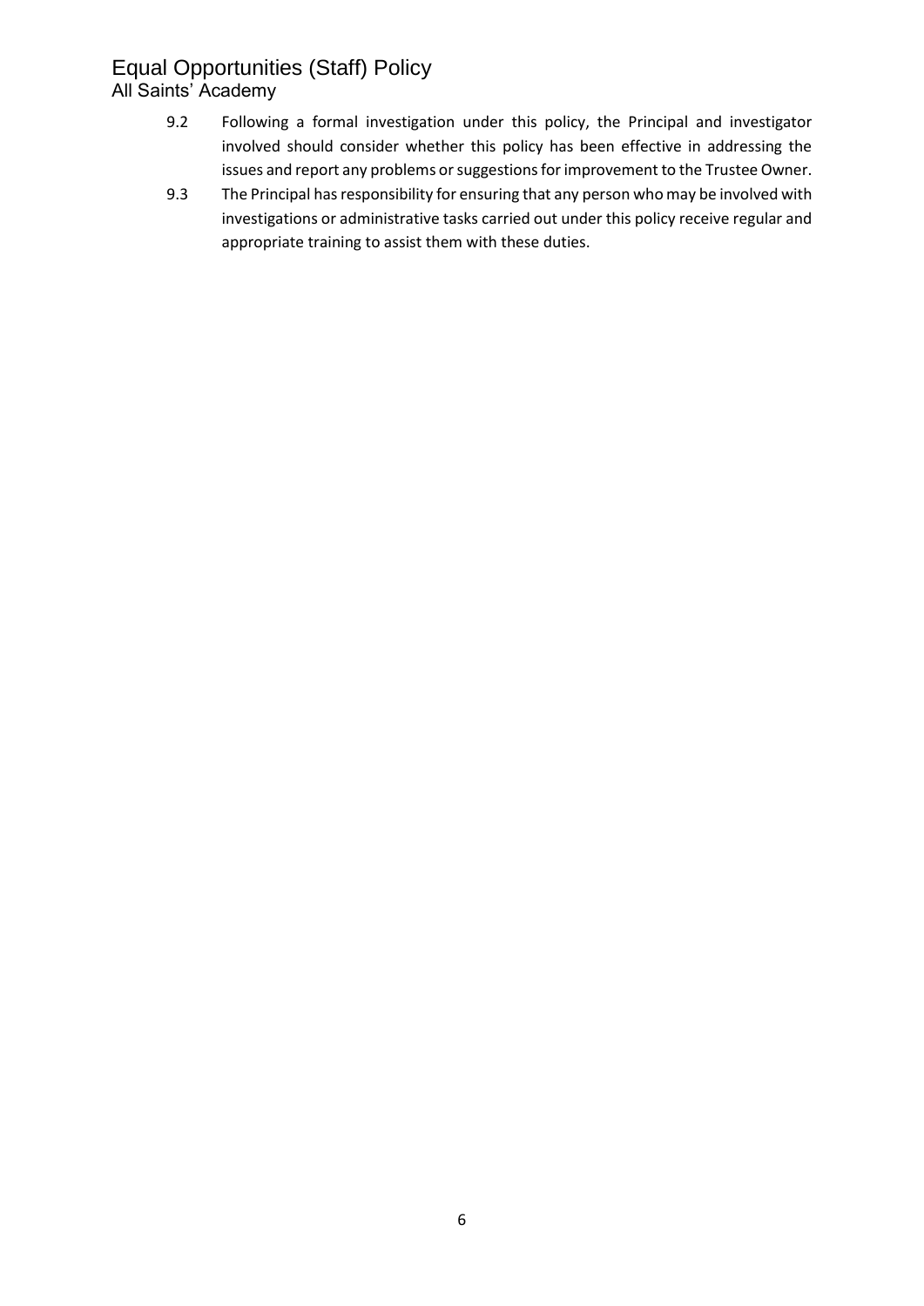9.2 Following a formal investigation under this policy, the Principal and investigator involved should consider whether this policy has been effective in addressing the issues and report any problems or suggestions for improvement to the Trustee Owner.

9.3 The Principal has responsibility for ensuring that any person who may be involved with investigations or administrative tasks carried out under this policy receive regular and appropriate training to assist them with these duties.